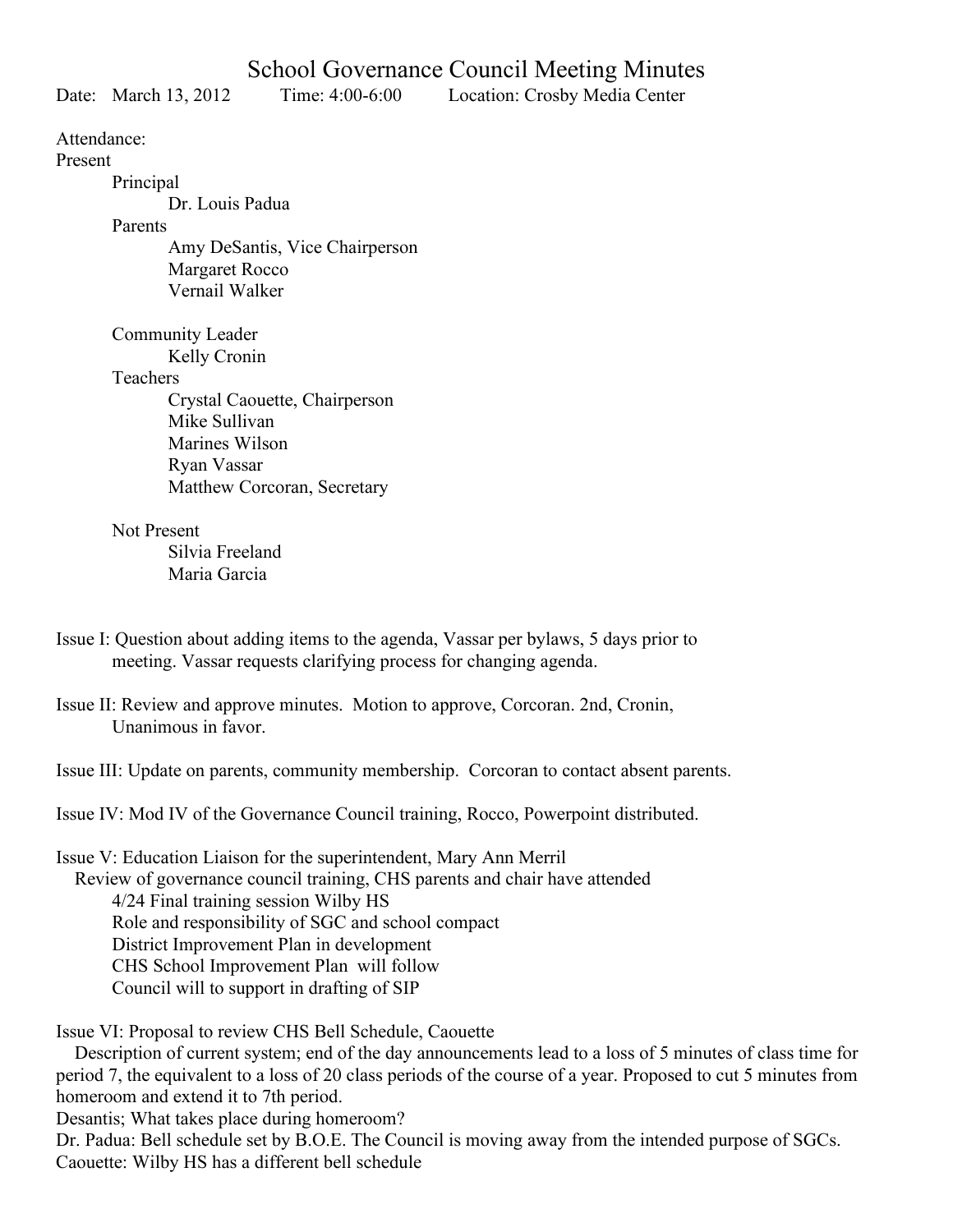# School Governance Council Meeting Minutes

Date: March 13, 2012 Time: 4:00-6:00 Location: Crosby Media Center

Attendance:

Present

- Principal
  - Dr. Louis Padua
- Parents
  - Amy DeSantis, Vice Chairperson
  - Margaret Rocco
  - Vernail Walker
- Community Leader
  - Kelly Cronin
- Teachers
  - Crystal Caouette, Chairperson
  - Mike Sullivan
  - Marines Wilson
  - Ryan Vassar
  - Matthew Corcoran, Secretary

Not Present

- Silvia Freeland
- Maria Garcia

Issue I: Question about adding items to the agenda, Vassar per bylaws, 5 days prior to meeting. Vassar requests clarifying process for changing agenda.

Issue II: Review and approve minutes. Motion to approve, Corcoran. 2nd, Cronin, Unanimous in favor.

Issue III: Update on parents, community membership. Corcoran to contact absent parents.

Issue IV: Mod IV of the Governance Council training, Rocco, Powerpoint distributed.

Issue V: Education Liaison for the superintendent, Mary Ann Merril

Review of governance council training, CHS parents and chair have attended

- 4/24 Final training session Wilby HS
- Role and responsibility of SGC and school compact
- District Improvement Plan in development
- CHS School Improvement Plan will follow
- Council will to support in drafting of SIP

Issue VI: Proposal to review CHS Bell Schedule, Caouette

Description of current system; end of the day announcements lead to a loss of 5 minutes of class time for period 7, the equivalent to a loss of 20 class periods of the course of a year. Proposed to cut 5 minutes from homeroom and extend it to 7th period.

Desantis; What takes place during homeroom?

Dr. Padua: Bell schedule set by B.O.E. The Council is moving away from the intended purpose of SGCs.

Caouette: Wilby HS has a different bell schedule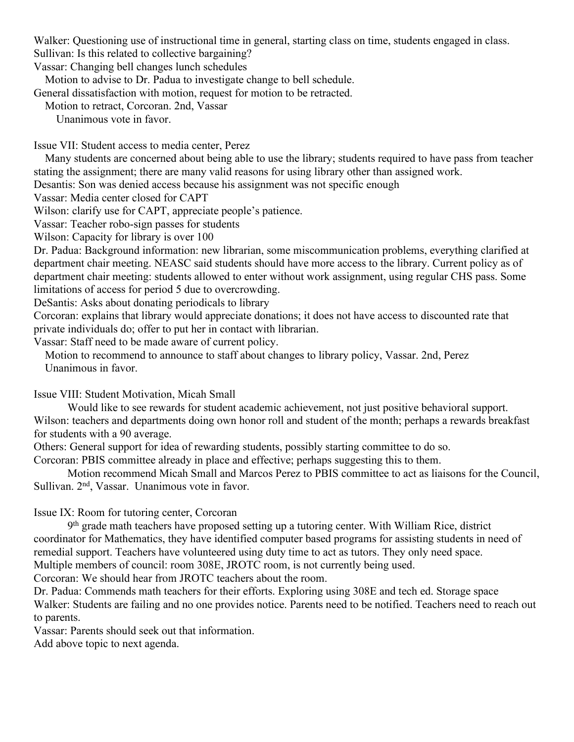Walker: Questioning use of instructional time in general, starting class on time, students engaged in class.
Sullivan: Is this related to collective bargaining?
Vassar: Changing bell changes lunch schedules

Motion to advise to Dr. Padua to investigate change to bell schedule.

General dissatisfaction with motion, request for motion to be retracted.

Motion to retract, Corcoran. 2nd, Vassar

Unanimous vote in favor.

Issue VII: Student access to media center, Perez

Many students are concerned about being able to use the library; students required to have pass from teacher stating the assignment; there are many valid reasons for using library other than assigned work.

Desantis: Son was denied access because his assignment was not specific enough
Vassar: Media center closed for CAPT
Wilson: clarify use for CAPT, appreciate people's patience.
Vassar: Teacher robo-sign passes for students
Wilson: Capacity for library is over 100
Dr. Padua: Background information: new librarian, some miscommunication problems, everything clarified at department chair meeting. NEASC said students should have more access to the library. Current policy as of department chair meeting: students allowed to enter without work assignment, using regular CHS pass. Some limitations of access for period 5 due to overcrowding.
DeSantis: Asks about donating periodicals to library
Corcoran: explains that library would appreciate donations; it does not have access to discounted rate that private individuals do; offer to put her in contact with librarian.
Vassar: Staff need to be made aware of current policy.

Motion to recommend to announce to staff about changes to library policy, Vassar. 2nd, Perez
Unanimous in favor.

Issue VIII: Student Motivation, Micah Small

Would like to see rewards for student academic achievement, not just positive behavioral support.

Wilson: teachers and departments doing own honor roll and student of the month; perhaps a rewards breakfast for students with a 90 average.
Others: General support for idea of rewarding students, possibly starting committee to do so.
Corcoran: PBIS committee already in place and effective; perhaps suggesting this to them.

Motion recommend Micah Small and Marcos Perez to PBIS committee to act as liaisons for the Council, Sullivan. 2nd, Vassar. Unanimous vote in favor.

Issue IX: Room for tutoring center, Corcoran

9th grade math teachers have proposed setting up a tutoring center. With William Rice, district coordinator for Mathematics, they have identified computer based programs for assisting students in need of remedial support. Teachers have volunteered using duty time to act as tutors. They only need space.

Multiple members of council: room 308E, JROTC room, is not currently being used.
Corcoran: We should hear from JROTC teachers about the room.
Dr. Padua: Commends math teachers for their efforts. Exploring using 308E and tech ed. Storage space
Walker: Students are failing and no one provides notice. Parents need to be notified. Teachers need to reach out to parents.
Vassar: Parents should seek out that information.
Add above topic to next agenda.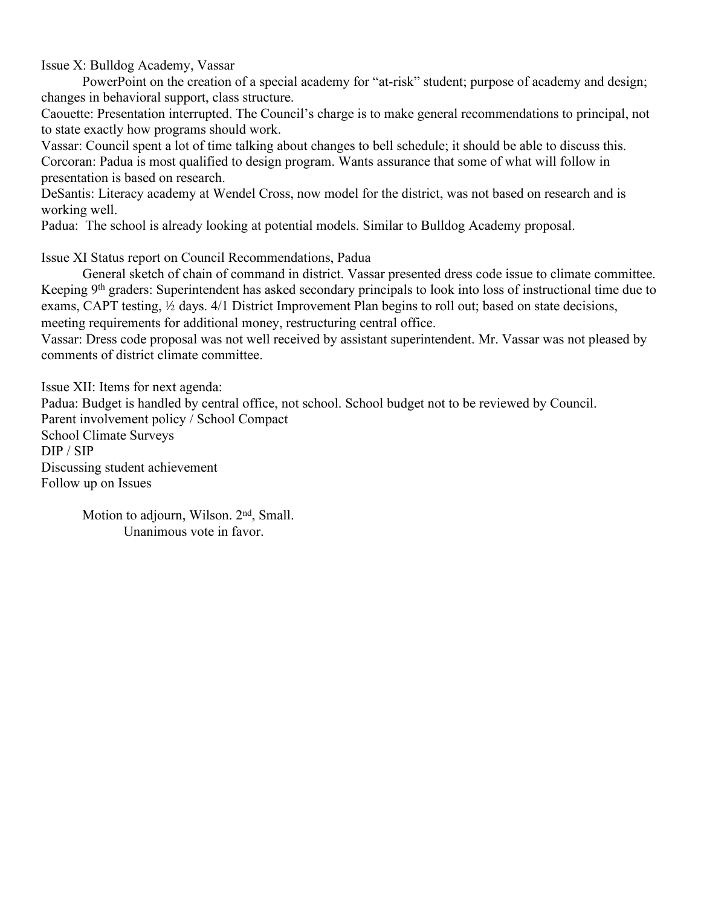Issue X: Bulldog Academy, Vassar

PowerPoint on the creation of a special academy for "at-risk" student; purpose of academy and design; changes in behavioral support, class structure.

Caouette: Presentation interrupted. The Council's charge is to make general recommendations to principal, not to state exactly how programs should work.

Vassar: Council spent a lot of time talking about changes to bell schedule; it should be able to discuss this.

Corcoran: Padua is most qualified to design program. Wants assurance that some of what will follow in presentation is based on research.

DeSantis: Literacy academy at Wendel Cross, now model for the district, was not based on research and is working well.

Padua: The school is already looking at potential models. Similar to Bulldog Academy proposal.

Issue XI Status report on Council Recommendations, Padua

General sketch of chain of command in district. Vassar presented dress code issue to climate committee. Keeping 9th graders: Superintendent has asked secondary principals to look into loss of instructional time due to exams, CAPT testing, ½ days. 4/1 District Improvement Plan begins to roll out; based on state decisions, meeting requirements for additional money, restructuring central office.

Vassar: Dress code proposal was not well received by assistant superintendent. Mr. Vassar was not pleased by comments of district climate committee.

Issue XII: Items for next agenda:

Padua: Budget is handled by central office, not school. School budget not to be reviewed by Council.

Parent involvement policy / School Compact

School Climate Surveys

DIP / SIP

Discussing student achievement

Follow up on Issues

Motion to adjourn, Wilson. 2nd, Small.

Unanimous vote in favor.